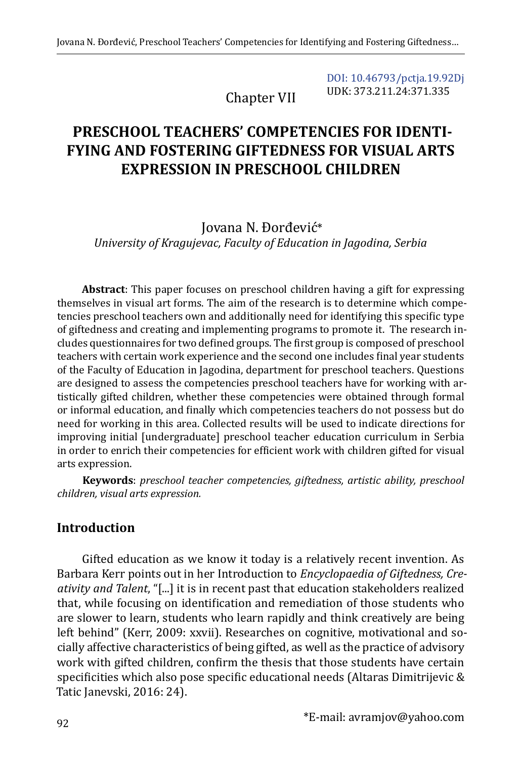DOI: 10.46793/pctja.19.92Dj
UDK: 373.211.24:371.335

Chapter VII

# PRESCHOOL TEACHERS' COMPETENCIES FOR IDENTIFYING AND FOSTERING GIFTEDNESS FOR VISUAL ARTS EXPRESSION IN PRESCHOOL CHILDREN

Jovana N. Đorđević*

*University of Kragujevac, Faculty of Education in Jagodina, Serbia*

**Abstract**: This paper focuses on preschool children having a gift for expressing themselves in visual art forms. The aim of the research is to determine which competencies preschool teachers own and additionally need for identifying this specific type of giftedness and creating and implementing programs to promote it. The research includes questionnaires for two defined groups. The first group is composed of preschool teachers with certain work experience and the second one includes final year students of the Faculty of Education in Jagodina, department for preschool teachers. Questions are designed to assess the competencies preschool teachers have for working with artistically gifted children, whether these competencies were obtained through formal or informal education, and finally which competencies teachers do not possess but do need for working in this area. Collected results will be used to indicate directions for improving initial [undergraduate] preschool teacher education curriculum in Serbia in order to enrich their competencies for efficient work with children gifted for visual arts expression.

**Keywords**: *preschool teacher competencies, giftedness, artistic ability, preschool children, visual arts expression.*

## Introduction

Gifted education as we know it today is a relatively recent invention. As Barbara Kerr points out in her Introduction to *Encyclopaedia of Giftedness, Creativity and Talent*, "[...] it is in recent past that education stakeholders realized that, while focusing on identification and remediation of those students who are slower to learn, students who learn rapidly and think creatively are being left behind" (Kerr, 2009: xxvii). Researches on cognitive, motivational and socially affective characteristics of being gifted, as well as the practice of advisory work with gifted children, confirm the thesis that those students have certain specificities which also pose specific educational needs (Altaras Dimitrijevic & Tatic Janevski, 2016: 24).

*E-mail: avramjov@yahoo.com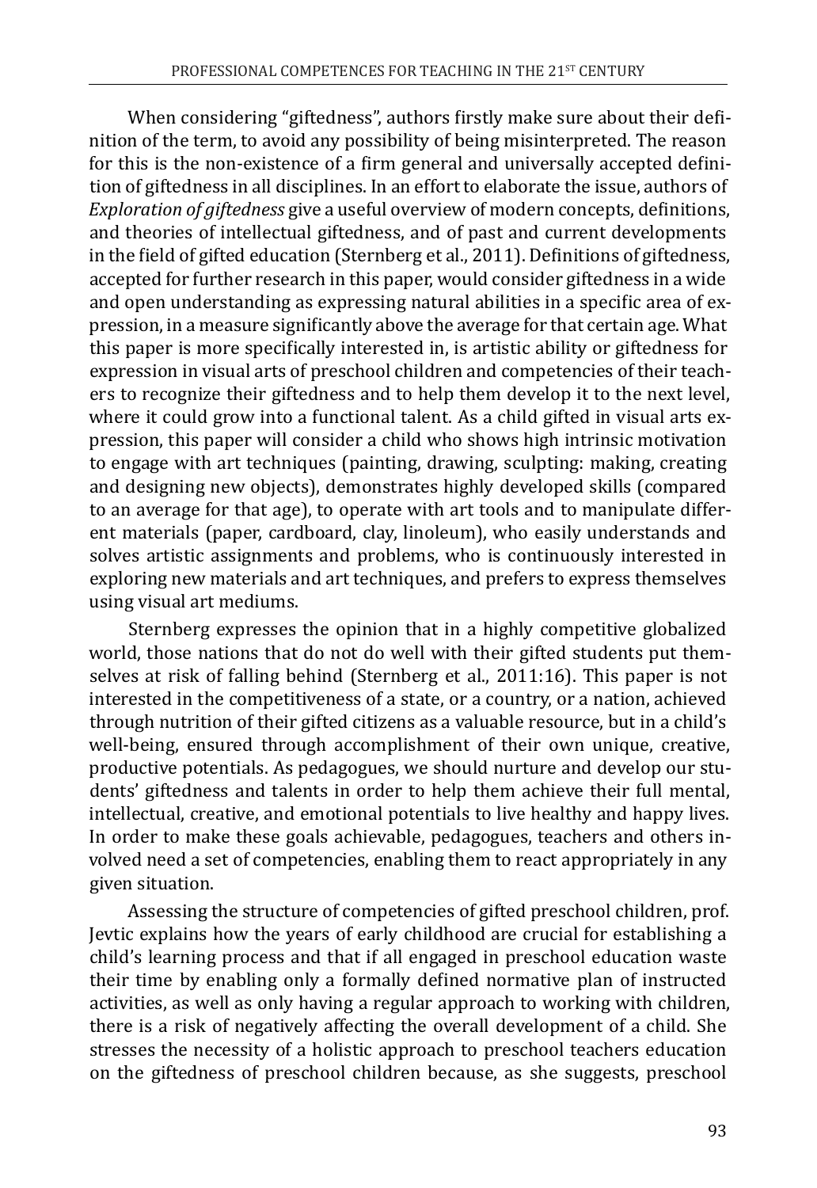When considering "giftedness", authors firstly make sure about their definition of the term, to avoid any possibility of being misinterpreted. The reason for this is the non-existence of a firm general and universally accepted definition of giftedness in all disciplines. In an effort to elaborate the issue, authors of *Exploration of giftedness* give a useful overview of modern concepts, definitions, and theories of intellectual giftedness, and of past and current developments in the field of gifted education (Sternberg et al., 2011). Definitions of giftedness, accepted for further research in this paper, would consider giftedness in a wide and open understanding as expressing natural abilities in a specific area of expression, in a measure significantly above the average for that certain age. What this paper is more specifically interested in, is artistic ability or giftedness for expression in visual arts of preschool children and competencies of their teachers to recognize their giftedness and to help them develop it to the next level, where it could grow into a functional talent. As a child gifted in visual arts expression, this paper will consider a child who shows high intrinsic motivation to engage with art techniques (painting, drawing, sculpting: making, creating and designing new objects), demonstrates highly developed skills (compared to an average for that age), to operate with art tools and to manipulate different materials (paper, cardboard, clay, linoleum), who easily understands and solves artistic assignments and problems, who is continuously interested in exploring new materials and art techniques, and prefers to express themselves using visual art mediums.

Sternberg expresses the opinion that in a highly competitive globalized world, those nations that do not do well with their gifted students put themselves at risk of falling behind (Sternberg et al., 2011:16). This paper is not interested in the competitiveness of a state, or a country, or a nation, achieved through nutrition of their gifted citizens as a valuable resource, but in a child's well-being, ensured through accomplishment of their own unique, creative, productive potentials. As pedagogues, we should nurture and develop our students' giftedness and talents in order to help them achieve their full mental, intellectual, creative, and emotional potentials to live healthy and happy lives. In order to make these goals achievable, pedagogues, teachers and others involved need a set of competencies, enabling them to react appropriately in any given situation.

Assessing the structure of competencies of gifted preschool children, prof. Jevtic explains how the years of early childhood are crucial for establishing a child's learning process and that if all engaged in preschool education waste their time by enabling only a formally defined normative plan of instructed activities, as well as only having a regular approach to working with children, there is a risk of negatively affecting the overall development of a child. She stresses the necessity of a holistic approach to preschool teachers education on the giftedness of preschool children because, as she suggests, preschool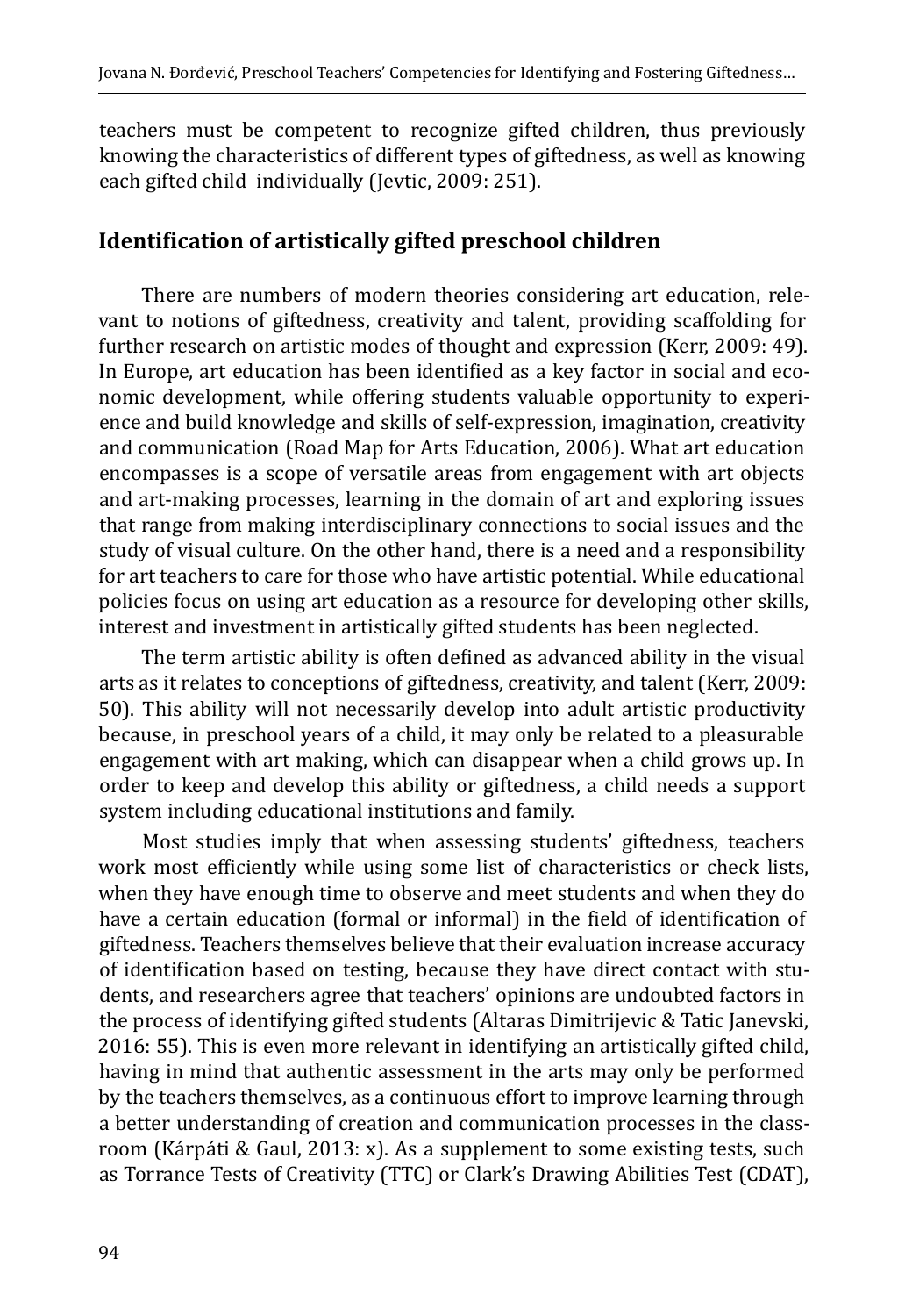teachers must be competent to recognize gifted children, thus previously knowing the characteristics of different types of giftedness, as well as knowing each gifted child individually (Jevtic, 2009: 251).

## Identification of artistically gifted preschool children

There are numbers of modern theories considering art education, relevant to notions of giftedness, creativity and talent, providing scaffolding for further research on artistic modes of thought and expression (Kerr, 2009: 49). In Europe, art education has been identified as a key factor in social and economic development, while offering students valuable opportunity to experience and build knowledge and skills of self-expression, imagination, creativity and communication (Road Map for Arts Education, 2006). What art education encompasses is a scope of versatile areas from engagement with art objects and art-making processes, learning in the domain of art and exploring issues that range from making interdisciplinary connections to social issues and the study of visual culture. On the other hand, there is a need and a responsibility for art teachers to care for those who have artistic potential. While educational policies focus on using art education as a resource for developing other skills, interest and investment in artistically gifted students has been neglected.

The term artistic ability is often defined as advanced ability in the visual arts as it relates to conceptions of giftedness, creativity, and talent (Kerr, 2009: 50). This ability will not necessarily develop into adult artistic productivity because, in preschool years of a child, it may only be related to a pleasurable engagement with art making, which can disappear when a child grows up. In order to keep and develop this ability or giftedness, a child needs a support system including educational institutions and family.

Most studies imply that when assessing students' giftedness, teachers work most efficiently while using some list of characteristics or check lists, when they have enough time to observe and meet students and when they do have a certain education (formal or informal) in the field of identification of giftedness. Teachers themselves believe that their evaluation increase accuracy of identification based on testing, because they have direct contact with students, and researchers agree that teachers' opinions are undoubted factors in the process of identifying gifted students (Altaras Dimitrijevic & Tatic Janevski, 2016: 55). This is even more relevant in identifying an artistically gifted child, having in mind that authentic assessment in the arts may only be performed by the teachers themselves, as a continuous effort to improve learning through a better understanding of creation and communication processes in the classroom (Kárpáti & Gaul, 2013: x). As a supplement to some existing tests, such as Torrance Tests of Creativity (TTC) or Clark's Drawing Abilities Test (CDAT),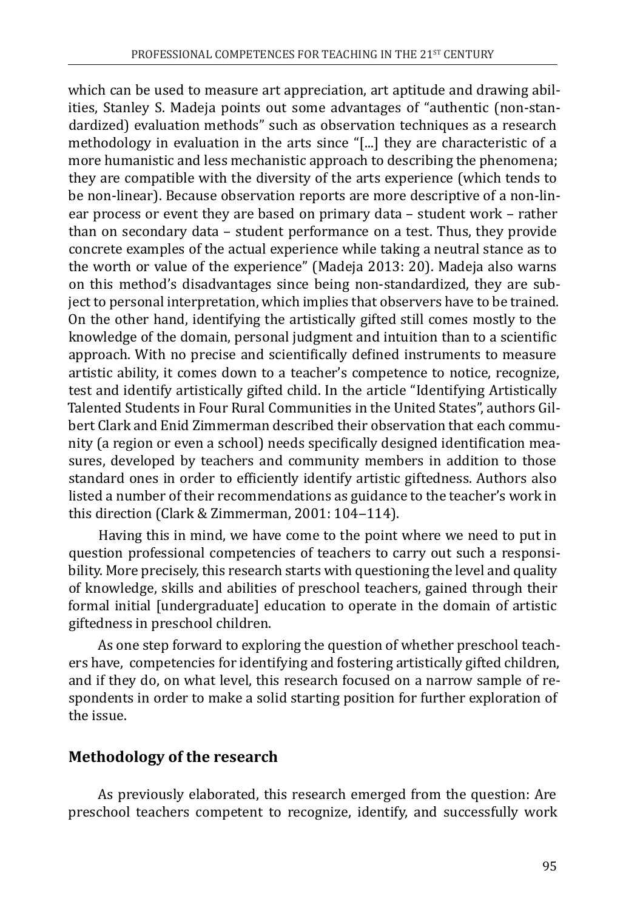which can be used to measure art appreciation, art aptitude and drawing abilities, Stanley S. Madeja points out some advantages of "authentic (non-standardized) evaluation methods" such as observation techniques as a research methodology in evaluation in the arts since "[...] they are characteristic of a more humanistic and less mechanistic approach to describing the phenomena; they are compatible with the diversity of the arts experience (which tends to be non-linear). Because observation reports are more descriptive of a non-linear process or event they are based on primary data – student work – rather than on secondary data – student performance on a test. Thus, they provide concrete examples of the actual experience while taking a neutral stance as to the worth or value of the experience" (Madeja 2013: 20). Madeja also warns on this method's disadvantages since being non-standardized, they are subject to personal interpretation, which implies that observers have to be trained. On the other hand, identifying the artistically gifted still comes mostly to the knowledge of the domain, personal judgment and intuition than to a scientific approach. With no precise and scientifically defined instruments to measure artistic ability, it comes down to a teacher's competence to notice, recognize, test and identify artistically gifted child. In the article "Identifying Artistically Talented Students in Four Rural Communities in the United States", authors Gilbert Clark and Enid Zimmerman described their observation that each community (a region or even a school) needs specifically designed identification measures, developed by teachers and community members in addition to those standard ones in order to efficiently identify artistic giftedness. Authors also listed a number of their recommendations as guidance to the teacher's work in this direction (Clark & Zimmerman, 2001: 104–114).

Having this in mind, we have come to the point where we need to put in question professional competencies of teachers to carry out such a responsibility. More precisely, this research starts with questioning the level and quality of knowledge, skills and abilities of preschool teachers, gained through their formal initial [undergraduate] education to operate in the domain of artistic giftedness in preschool children.

As one step forward to exploring the question of whether preschool teachers have, competencies for identifying and fostering artistically gifted children, and if they do, on what level, this research focused on a narrow sample of respondents in order to make a solid starting position for further exploration of the issue.

## Methodology of the research

As previously elaborated, this research emerged from the question: Are preschool teachers competent to recognize, identify, and successfully work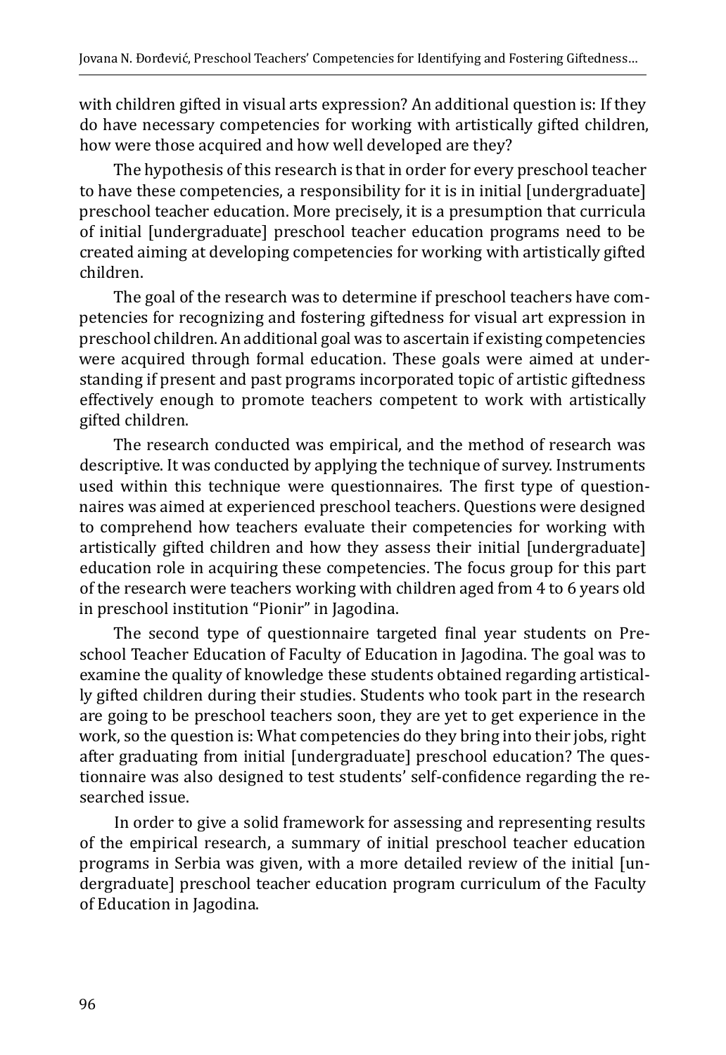with children gifted in visual arts expression? An additional question is: If they do have necessary competencies for working with artistically gifted children, how were those acquired and how well developed are they?

The hypothesis of this research is that in order for every preschool teacher to have these competencies, a responsibility for it is in initial [undergraduate] preschool teacher education. More precisely, it is a presumption that curricula of initial [undergraduate] preschool teacher education programs need to be created aiming at developing competencies for working with artistically gifted children.

The goal of the research was to determine if preschool teachers have competencies for recognizing and fostering giftedness for visual art expression in preschool children. An additional goal was to ascertain if existing competencies were acquired through formal education. These goals were aimed at understanding if present and past programs incorporated topic of artistic giftedness effectively enough to promote teachers competent to work with artistically gifted children.

The research conducted was empirical, and the method of research was descriptive. It was conducted by applying the technique of survey. Instruments used within this technique were questionnaires. The first type of questionnaires was aimed at experienced preschool teachers. Questions were designed to comprehend how teachers evaluate their competencies for working with artistically gifted children and how they assess their initial [undergraduate] education role in acquiring these competencies. The focus group for this part of the research were teachers working with children aged from 4 to 6 years old in preschool institution "Pionir" in Jagodina.

The second type of questionnaire targeted final year students on Preschool Teacher Education of Faculty of Education in Jagodina. The goal was to examine the quality of knowledge these students obtained regarding artistically gifted children during their studies. Students who took part in the research are going to be preschool teachers soon, they are yet to get experience in the work, so the question is: What competencies do they bring into their jobs, right after graduating from initial [undergraduate] preschool education? The questionnaire was also designed to test students' self-confidence regarding the researched issue.

In order to give a solid framework for assessing and representing results of the empirical research, a summary of initial preschool teacher education programs in Serbia was given, with a more detailed review of the initial [undergraduate] preschool teacher education program curriculum of the Faculty of Education in Jagodina.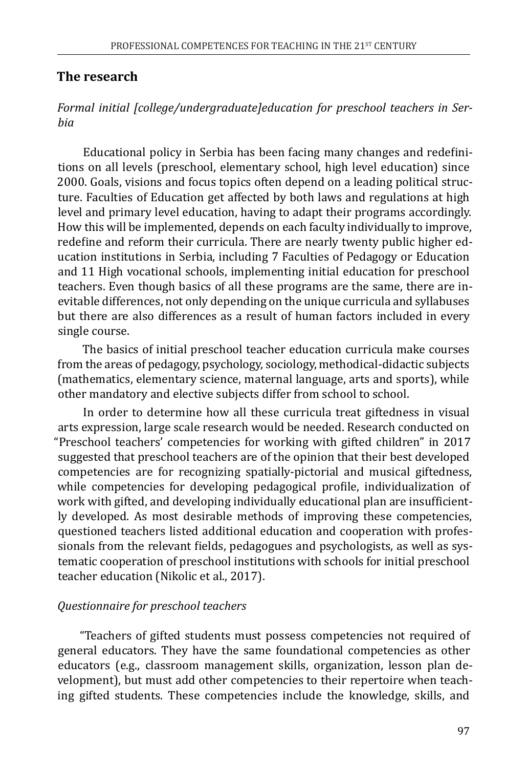## The research

*Formal initial [college/undergraduate]education for preschool teachers in Serbia*

Educational policy in Serbia has been facing many changes and redefinitions on all levels (preschool, elementary school, high level education) since 2000. Goals, visions and focus topics often depend on a leading political structure. Faculties of Education get affected by both laws and regulations at high level and primary level education, having to adapt their programs accordingly. How this will be implemented, depends on each faculty individually to improve, redefine and reform their curricula. There are nearly twenty public higher education institutions in Serbia, including 7 Faculties of Pedagogy or Education and 11 High vocational schools, implementing initial education for preschool teachers. Even though basics of all these programs are the same, there are inevitable differences, not only depending on the unique curricula and syllabuses but there are also differences as a result of human factors included in every single course.

The basics of initial preschool teacher education curricula make courses from the areas of pedagogy, psychology, sociology, methodical-didactic subjects (mathematics, elementary science, maternal language, arts and sports), while other mandatory and elective subjects differ from school to school.

In order to determine how all these curricula treat giftedness in visual arts expression, large scale research would be needed. Research conducted on "Preschool teachers' competencies for working with gifted children" in 2017 suggested that preschool teachers are of the opinion that their best developed competencies are for recognizing spatially-pictorial and musical giftedness, while competencies for developing pedagogical profile, individualization of work with gifted, and developing individually educational plan are insufficiently developed. As most desirable methods of improving these competencies, questioned teachers listed additional education and cooperation with professionals from the relevant fields, pedagogues and psychologists, as well as systematic cooperation of preschool institutions with schools for initial preschool teacher education (Nikolic et al., 2017).

*Questionnaire for preschool teachers*

"Teachers of gifted students must possess competencies not required of general educators. They have the same foundational competencies as other educators (e.g., classroom management skills, organization, lesson plan development), but must add other competencies to their repertoire when teaching gifted students. These competencies include the knowledge, skills, and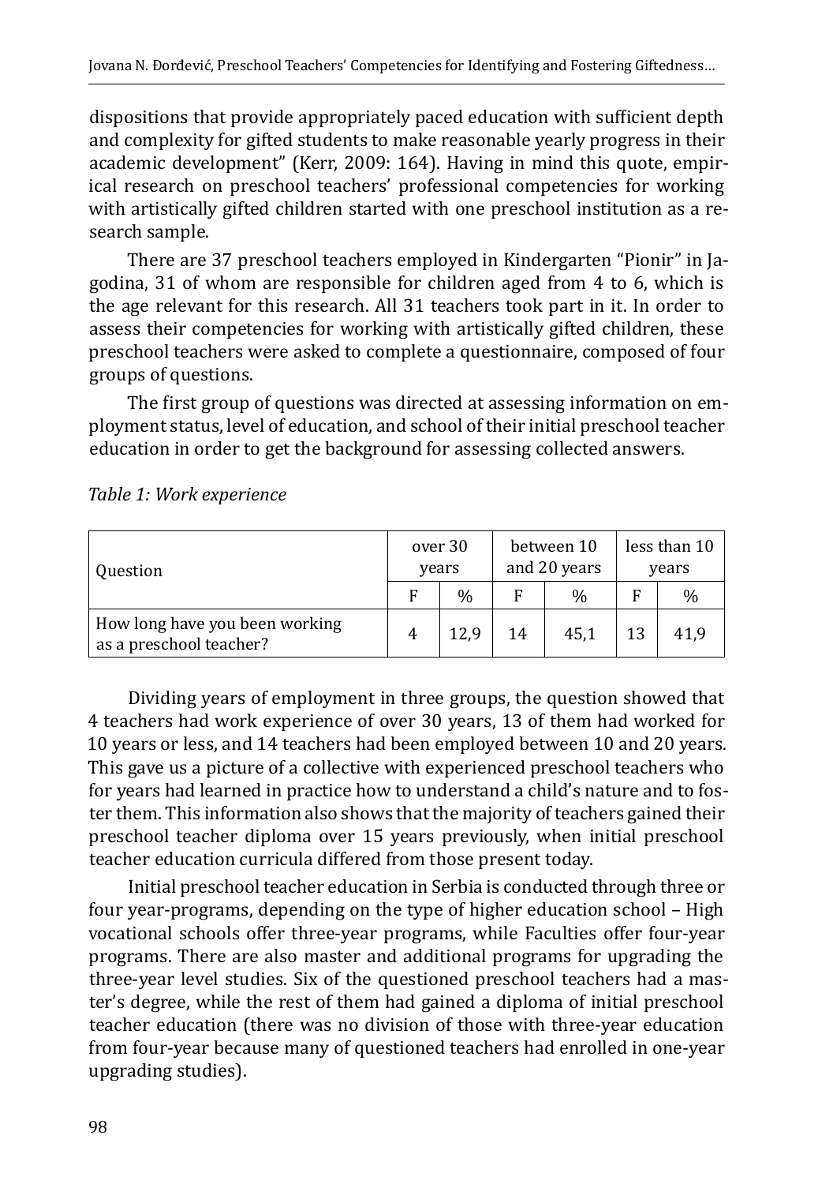dispositions that provide appropriately paced education with sufficient depth and complexity for gifted students to make reasonable yearly progress in their academic development" (Kerr, 2009: 164). Having in mind this quote, empirical research on preschool teachers' professional competencies for working with artistically gifted children started with one preschool institution as a research sample.

There are 37 preschool teachers employed in Kindergarten "Pionir" in Jagodina, 31 of whom are responsible for children aged from 4 to 6, which is the age relevant for this research. All 31 teachers took part in it. In order to assess their competencies for working with artistically gifted children, these preschool teachers were asked to complete a questionnaire, composed of four groups of questions.

The first group of questions was directed at assessing information on employment status, level of education, and school of their initial preschool teacher education in order to get the background for assessing collected answers.

*Table 1: Work experience*

| Question | over 30 years | | between 10 and 20 years | | less than 10 years | |
|---|---|---|---|---|---|---|
| | F | % | F | % | F | % |
| How long have you been working as a preschool teacher? | 4 | 12,9 | 14 | 45,1 | 13 | 41,9 |

Dividing years of employment in three groups, the question showed that 4 teachers had work experience of over 30 years, 13 of them had worked for 10 years or less, and 14 teachers had been employed between 10 and 20 years. This gave us a picture of a collective with experienced preschool teachers who for years had learned in practice how to understand a child's nature and to foster them. This information also shows that the majority of teachers gained their preschool teacher diploma over 15 years previously, when initial preschool teacher education curricula differed from those present today.

Initial preschool teacher education in Serbia is conducted through three or four year-programs, depending on the type of higher education school – High vocational schools offer three-year programs, while Faculties offer four-year programs. There are also master and additional programs for upgrading the three-year level studies. Six of the questioned preschool teachers had a master's degree, while the rest of them had gained a diploma of initial preschool teacher education (there was no division of those with three-year education from four-year because many of questioned teachers had enrolled in one-year upgrading studies).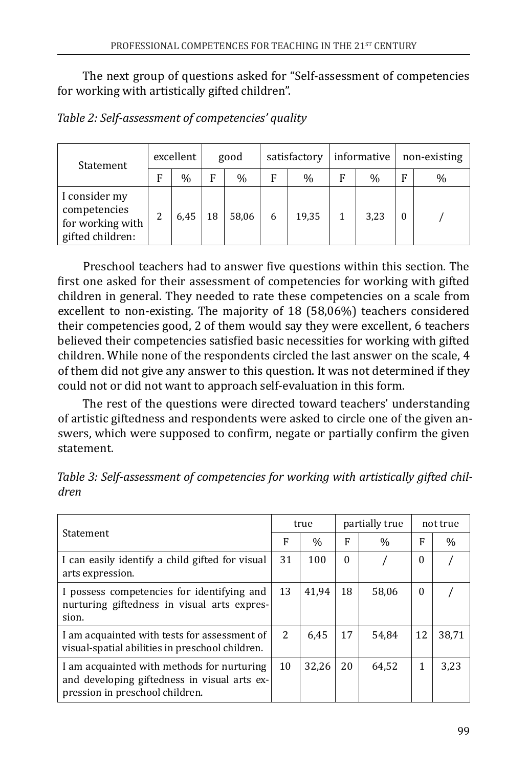The next group of questions asked for "Self-assessment of competencies for working with artistically gifted children".

*Table 2: Self-assessment of competencies' quality*

| Statement | excellent | | good | | satisfactory | | informative | | non-existing | |
|---|---|---|---|---|---|---|---|---|---|---|
| | F | % | F | % | F | % | F | % | F | % |
| I consider my competencies for working with gifted children: | 2 | 6,45 | 18 | 58,06 | 6 | 19,35 | 1 | 3,23 | 0 | / |

Preschool teachers had to answer five questions within this section. The first one asked for their assessment of competencies for working with gifted children in general. They needed to rate these competencies on a scale from excellent to non-existing. The majority of 18 (58,06%) teachers considered their competencies good, 2 of them would say they were excellent, 6 teachers believed their competencies satisfied basic necessities for working with gifted children. While none of the respondents circled the last answer on the scale, 4 of them did not give any answer to this question. It was not determined if they could not or did not want to approach self-evaluation in this form.

The rest of the questions were directed toward teachers' understanding of artistic giftedness and respondents were asked to circle one of the given answers, which were supposed to confirm, negate or partially confirm the given statement.

*Table 3: Self-assessment of competencies for working with artistically gifted children*

| Statement | true | | partially true | | not true | |
|---|---|---|---|---|---|---|
| | F | % | F | % | F | % |
| I can easily identify a child gifted for visual arts expression. | 31 | 100 | 0 | / | 0 | / |
| I possess competencies for identifying and nurturing giftedness in visual arts expression. | 13 | 41,94 | 18 | 58,06 | 0 | / |
| I am acquainted with tests for assessment of visual-spatial abilities in preschool children. | 2 | 6,45 | 17 | 54,84 | 12 | 38,71 |
| I am acquainted with methods for nurturing and developing giftedness in visual arts expression in preschool children. | 10 | 32,26 | 20 | 64,52 | 1 | 3,23 |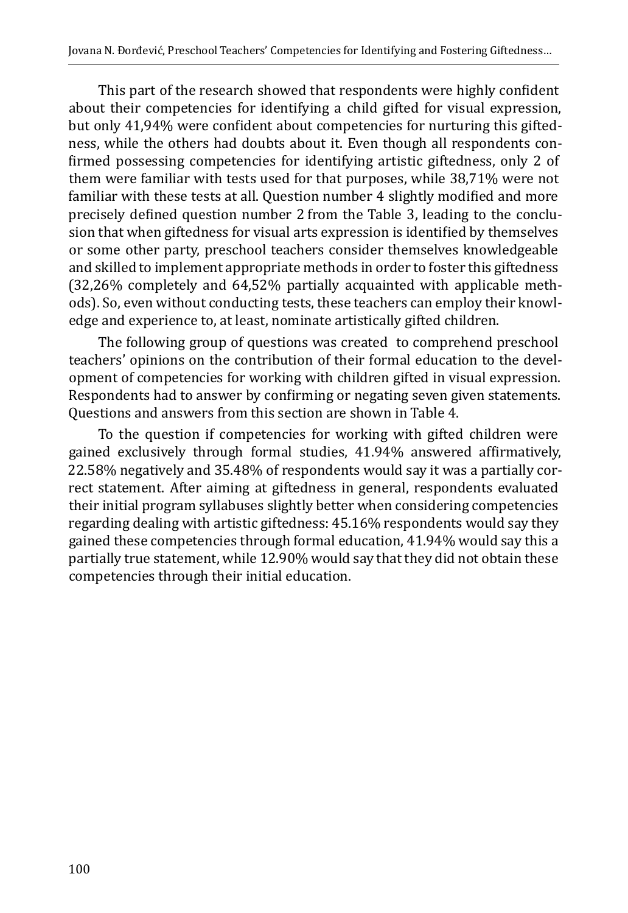This part of the research showed that respondents were highly confident about their competencies for identifying a child gifted for visual expression, but only 41,94% were confident about competencies for nurturing this giftedness, while the others had doubts about it. Even though all respondents confirmed possessing competencies for identifying artistic giftedness, only 2 of them were familiar with tests used for that purposes, while 38,71% were not familiar with these tests at all. Question number 4 slightly modified and more precisely defined question number 2 from the Table 3, leading to the conclusion that when giftedness for visual arts expression is identified by themselves or some other party, preschool teachers consider themselves knowledgeable and skilled to implement appropriate methods in order to foster this giftedness (32,26% completely and 64,52% partially acquainted with applicable methods). So, even without conducting tests, these teachers can employ their knowledge and experience to, at least, nominate artistically gifted children.

The following group of questions was created to comprehend preschool teachers' opinions on the contribution of their formal education to the development of competencies for working with children gifted in visual expression. Respondents had to answer by confirming or negating seven given statements. Questions and answers from this section are shown in Table 4.

To the question if competencies for working with gifted children were gained exclusively through formal studies, 41.94% answered affirmatively, 22.58% negatively and 35.48% of respondents would say it was a partially correct statement. After aiming at giftedness in general, respondents evaluated their initial program syllabuses slightly better when considering competencies regarding dealing with artistic giftedness: 45.16% respondents would say they gained these competencies through formal education, 41.94% would say this a partially true statement, while 12.90% would say that they did not obtain these competencies through their initial education.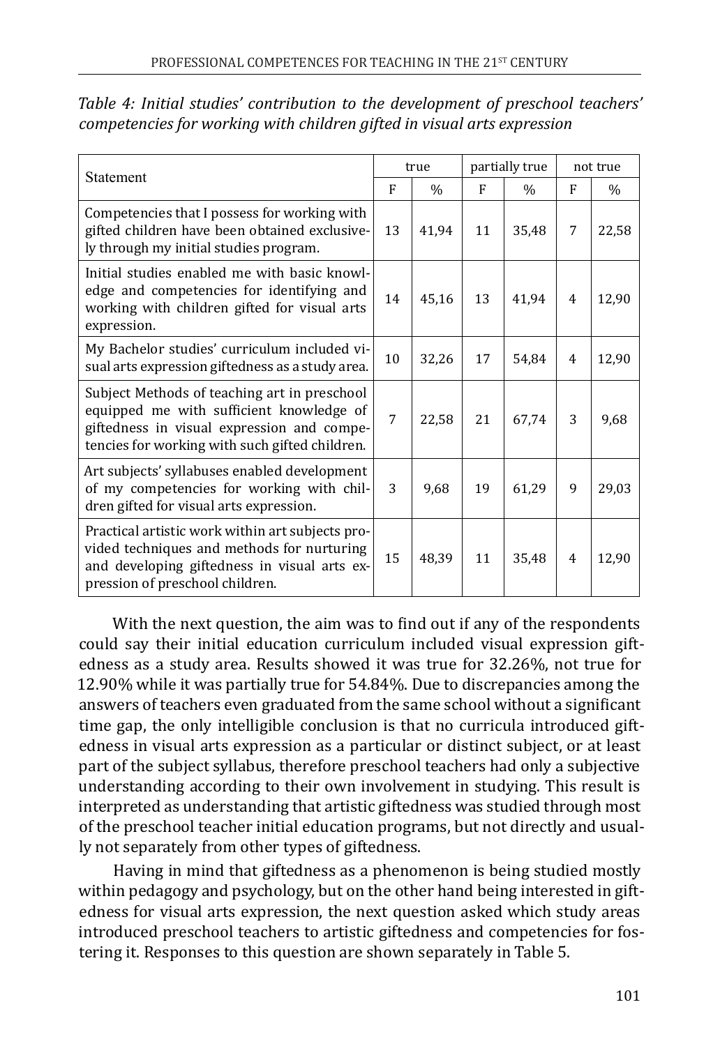*Table 4: Initial studies' contribution to the development of preschool teachers' competencies for working with children gifted in visual arts expression*

| Statement | true | | partially true | | not true | |
|---|---|---|---|---|---|---|
| | F | % | F | % | F | % |
| Competencies that I possess for working with gifted children have been obtained exclusively through my initial studies program. | 13 | 41,94 | 11 | 35,48 | 7 | 22,58 |
| Initial studies enabled me with basic knowledge and competencies for identifying and working with children gifted for visual arts expression. | 14 | 45,16 | 13 | 41,94 | 4 | 12,90 |
| My Bachelor studies' curriculum included visual arts expression giftedness as a study area. | 10 | 32,26 | 17 | 54,84 | 4 | 12,90 |
| Subject Methods of teaching art in preschool equipped me with sufficient knowledge of giftedness in visual expression and competencies for working with such gifted children. | 7 | 22,58 | 21 | 67,74 | 3 | 9,68 |
| Art subjects' syllabuses enabled development of my competencies for working with children gifted for visual arts expression. | 3 | 9,68 | 19 | 61,29 | 9 | 29,03 |
| Practical artistic work within art subjects provided techniques and methods for nurturing and developing giftedness in visual arts expression of preschool children. | 15 | 48,39 | 11 | 35,48 | 4 | 12,90 |

With the next question, the aim was to find out if any of the respondents could say their initial education curriculum included visual expression giftedness as a study area. Results showed it was true for 32.26%, not true for 12.90% while it was partially true for 54.84%. Due to discrepancies among the answers of teachers even graduated from the same school without a significant time gap, the only intelligible conclusion is that no curricula introduced giftedness in visual arts expression as a particular or distinct subject, or at least part of the subject syllabus, therefore preschool teachers had only a subjective understanding according to their own involvement in studying. This result is interpreted as understanding that artistic giftedness was studied through most of the preschool teacher initial education programs, but not directly and usually not separately from other types of giftedness.

Having in mind that giftedness as a phenomenon is being studied mostly within pedagogy and psychology, but on the other hand being interested in giftedness for visual arts expression, the next question asked which study areas introduced preschool teachers to artistic giftedness and competencies for fostering it. Responses to this question are shown separately in Table 5.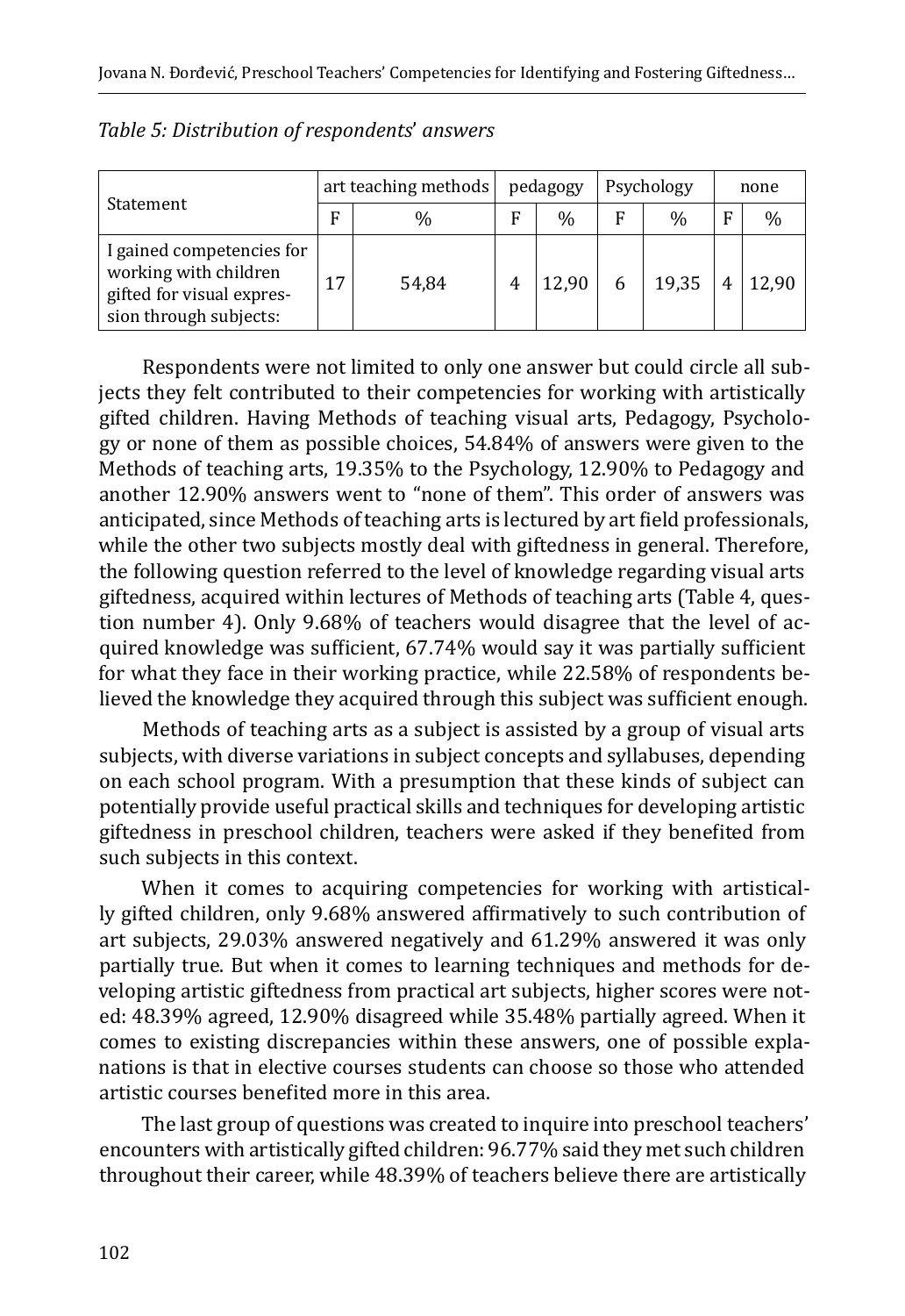*Table 5: Distribution of respondents' answers*

| Statement | art teaching methods | | pedagogy | | Psychology | | none | |
|---|---|---|---|---|---|---|---|---|
| | F | % | F | % | F | % | F | % |
| I gained competencies for working with children gifted for visual expression through subjects: | 17 | 54,84 | 4 | 12,90 | 6 | 19,35 | 4 | 12,90 |

Respondents were not limited to only one answer but could circle all subjects they felt contributed to their competencies for working with artistically gifted children. Having Methods of teaching visual arts, Pedagogy, Psychology or none of them as possible choices, 54.84% of answers were given to the Methods of teaching arts, 19.35% to the Psychology, 12.90% to Pedagogy and another 12.90% answers went to "none of them". This order of answers was anticipated, since Methods of teaching arts is lectured by art field professionals, while the other two subjects mostly deal with giftedness in general. Therefore, the following question referred to the level of knowledge regarding visual arts giftedness, acquired within lectures of Methods of teaching arts (Table 4, question number 4). Only 9.68% of teachers would disagree that the level of acquired knowledge was sufficient, 67.74% would say it was partially sufficient for what they face in their working practice, while 22.58% of respondents believed the knowledge they acquired through this subject was sufficient enough.

Methods of teaching arts as a subject is assisted by a group of visual arts subjects, with diverse variations in subject concepts and syllabuses, depending on each school program. With a presumption that these kinds of subject can potentially provide useful practical skills and techniques for developing artistic giftedness in preschool children, teachers were asked if they benefited from such subjects in this context.

When it comes to acquiring competencies for working with artistically gifted children, only 9.68% answered affirmatively to such contribution of art subjects, 29.03% answered negatively and 61.29% answered it was only partially true. But when it comes to learning techniques and methods for developing artistic giftedness from practical art subjects, higher scores were noted: 48.39% agreed, 12.90% disagreed while 35.48% partially agreed. When it comes to existing discrepancies within these answers, one of possible explanations is that in elective courses students can choose so those who attended artistic courses benefited more in this area.

The last group of questions was created to inquire into preschool teachers' encounters with artistically gifted children: 96.77% said they met such children throughout their career, while 48.39% of teachers believe there are artistically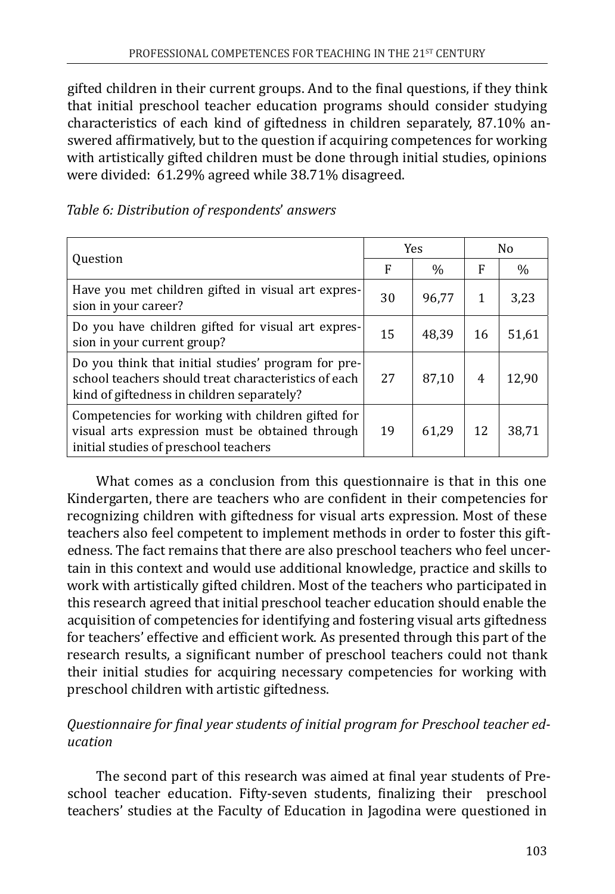gifted children in their current groups. And to the final questions, if they think that initial preschool teacher education programs should consider studying characteristics of each kind of giftedness in children separately, 87.10% answered affirmatively, but to the question if acquiring competences for working with artistically gifted children must be done through initial studies, opinions were divided: 61.29% agreed while 38.71% disagreed.

*Table 6: Distribution of respondents' answers*

| Question | Yes | | No | |
|---|---|---|---|---|
| | F | % | F | % |
| Have you met children gifted in visual art expression in your career? | 30 | 96,77 | 1 | 3,23 |
| Do you have children gifted for visual art expression in your current group? | 15 | 48,39 | 16 | 51,61 |
| Do you think that initial studies' program for preschool teachers should treat characteristics of each kind of giftedness in children separately? | 27 | 87,10 | 4 | 12,90 |
| Competencies for working with children gifted for visual arts expression must be obtained through initial studies of preschool teachers | 19 | 61,29 | 12 | 38,71 |

What comes as a conclusion from this questionnaire is that in this one Kindergarten, there are teachers who are confident in their competencies for recognizing children with giftedness for visual arts expression. Most of these teachers also feel competent to implement methods in order to foster this giftedness. The fact remains that there are also preschool teachers who feel uncertain in this context and would use additional knowledge, practice and skills to work with artistically gifted children. Most of the teachers who participated in this research agreed that initial preschool teacher education should enable the acquisition of competencies for identifying and fostering visual arts giftedness for teachers' effective and efficient work. As presented through this part of the research results, a significant number of preschool teachers could not thank their initial studies for acquiring necessary competencies for working with preschool children with artistic giftedness.

*Questionnaire for final year students of initial program for Preschool teacher education*

The second part of this research was aimed at final year students of Preschool teacher education. Fifty-seven students, finalizing their preschool teachers' studies at the Faculty of Education in Jagodina were questioned in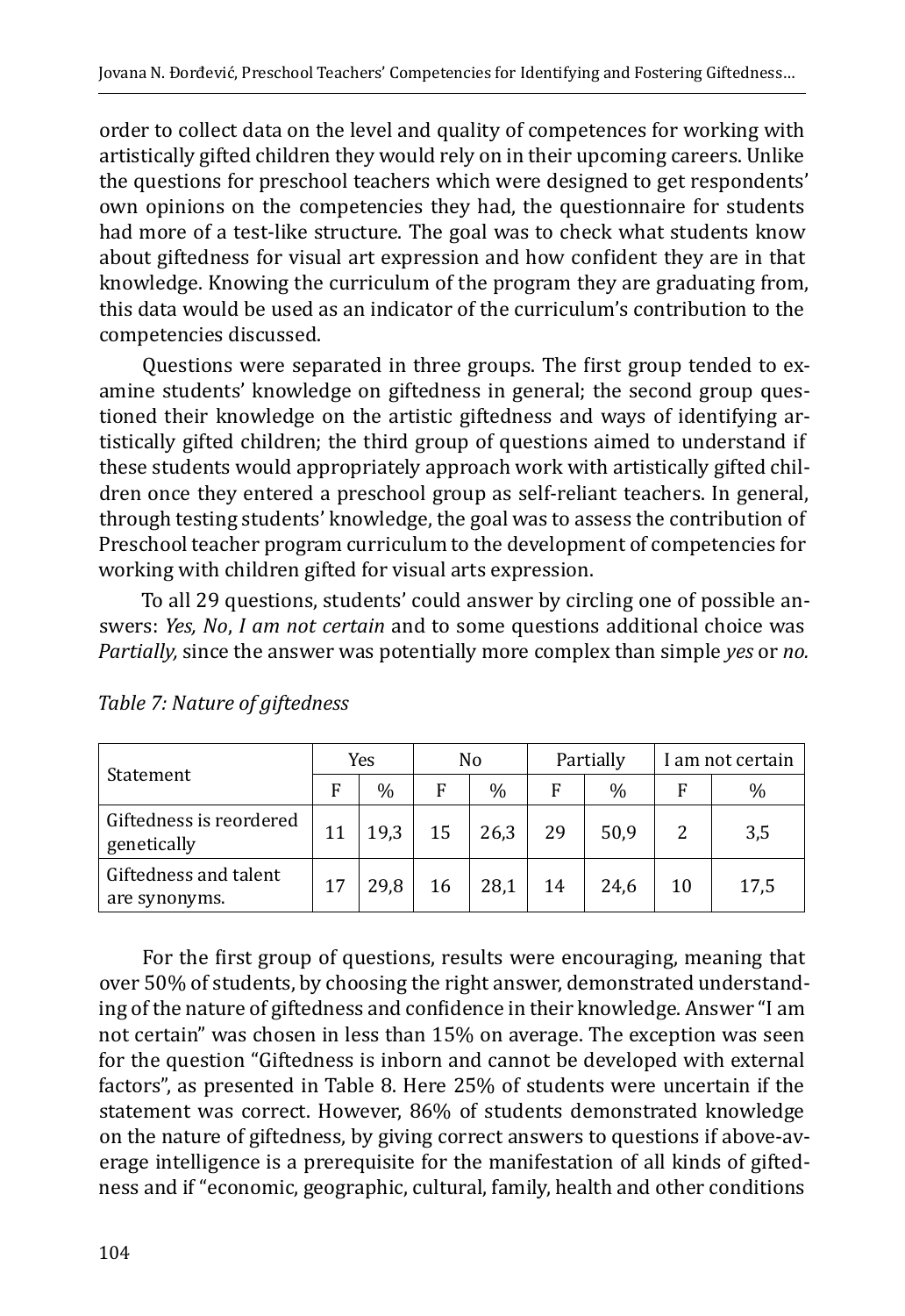order to collect data on the level and quality of competences for working with artistically gifted children they would rely on in their upcoming careers. Unlike the questions for preschool teachers which were designed to get respondents' own opinions on the competencies they had, the questionnaire for students had more of a test-like structure. The goal was to check what students know about giftedness for visual art expression and how confident they are in that knowledge. Knowing the curriculum of the program they are graduating from, this data would be used as an indicator of the curriculum's contribution to the competencies discussed.

Questions were separated in three groups. The first group tended to examine students' knowledge on giftedness in general; the second group questioned their knowledge on the artistic giftedness and ways of identifying artistically gifted children; the third group of questions aimed to understand if these students would appropriately approach work with artistically gifted children once they entered a preschool group as self-reliant teachers. In general, through testing students' knowledge, the goal was to assess the contribution of Preschool teacher program curriculum to the development of competencies for working with children gifted for visual arts expression.

To all 29 questions, students' could answer by circling one of possible answers: *Yes, No*, *I am not certain* and to some questions additional choice was *Partially,* since the answer was potentially more complex than simple *yes* or *no.*

*Table 7: Nature of giftedness*

| Statement | Yes | | No | | Partially | | I am not certain | |
|---|---|---|---|---|---|---|---|---|
| | F | % | F | % | F | % | F | % |
| Giftedness is reordered genetically | 11 | 19,3 | 15 | 26,3 | 29 | 50,9 | 2 | 3,5 |
| Giftedness and talent are synonyms. | 17 | 29,8 | 16 | 28,1 | 14 | 24,6 | 10 | 17,5 |

For the first group of questions, results were encouraging, meaning that over 50% of students, by choosing the right answer, demonstrated understanding of the nature of giftedness and confidence in their knowledge. Answer "I am not certain" was chosen in less than 15% on average. The exception was seen for the question "Giftedness is inborn and cannot be developed with external factors", as presented in Table 8. Here 25% of students were uncertain if the statement was correct. However, 86% of students demonstrated knowledge on the nature of giftedness, by giving correct answers to questions if above-average intelligence is a prerequisite for the manifestation of all kinds of giftedness and if "economic, geographic, cultural, family, health and other conditions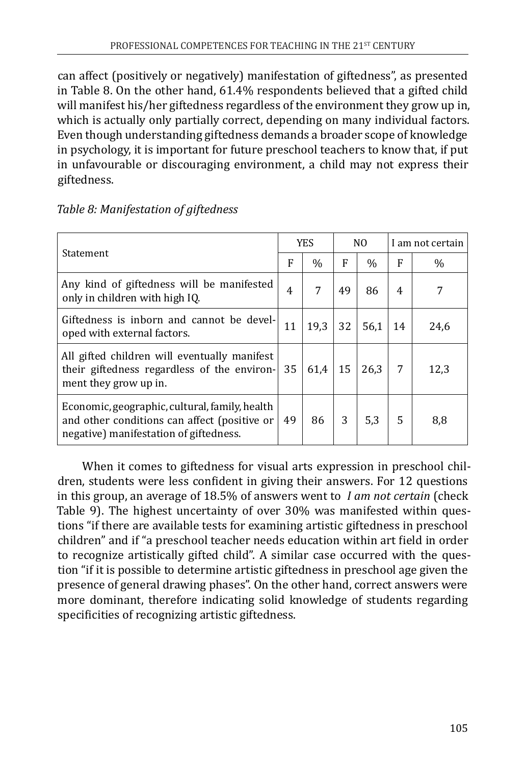can affect (positively or negatively) manifestation of giftedness", as presented in Table 8. On the other hand, 61.4% respondents believed that a gifted child will manifest his/her giftedness regardless of the environment they grow up in, which is actually only partially correct, depending on many individual factors. Even though understanding giftedness demands a broader scope of knowledge in psychology, it is important for future preschool teachers to know that, if put in unfavourable or discouraging environment, a child may not express their giftedness.

*Table 8: Manifestation of giftedness*

| Statement | YES | | NO | | I am not certain | |
|---|---|---|---|---|---|---|
| | F | % | F | % | F | % |
| Any kind of giftedness will be manifested only in children with high IQ. | 4 | 7 | 49 | 86 | 4 | 7 |
| Giftedness is inborn and cannot be developed with external factors. | 11 | 19,3 | 32 | 56,1 | 14 | 24,6 |
| All gifted children will eventually manifest their giftedness regardless of the environment they grow up in. | 35 | 61,4 | 15 | 26,3 | 7 | 12,3 |
| Economic, geographic, cultural, family, health and other conditions can affect (positive or negative) manifestation of giftedness. | 49 | 86 | 3 | 5,3 | 5 | 8,8 |

When it comes to giftedness for visual arts expression in preschool children, students were less confident in giving their answers. For 12 questions in this group, an average of 18.5% of answers went to *I am not certain* (check Table 9). The highest uncertainty of over 30% was manifested within questions "if there are available tests for examining artistic giftedness in preschool children" and if "a preschool teacher needs education within art field in order to recognize artistically gifted child". A similar case occurred with the question "if it is possible to determine artistic giftedness in preschool age given the presence of general drawing phases". On the other hand, correct answers were more dominant, therefore indicating solid knowledge of students regarding specificities of recognizing artistic giftedness.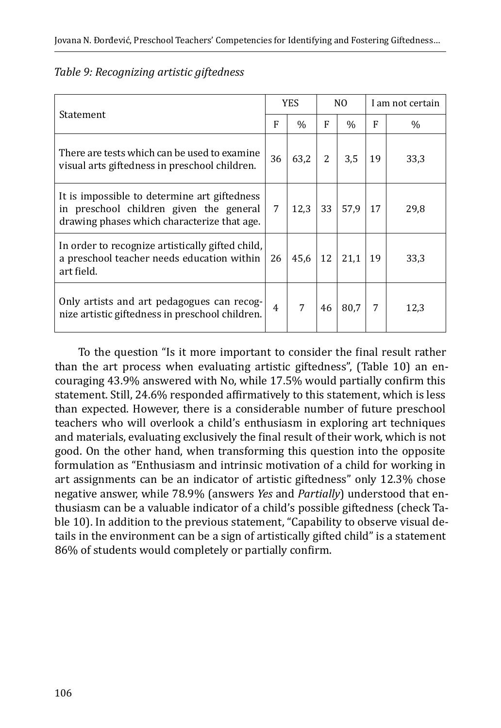*Table 9: Recognizing artistic giftedness*

| Statement | YES | | NO | | I am not certain | |
|---|---|---|---|---|---|---|
| | F | % | F | % | F | % |
| There are tests which can be used to examine visual arts giftedness in preschool children. | 36 | 63,2 | 2 | 3,5 | 19 | 33,3 |
| It is impossible to determine art giftedness in preschool children given the general drawing phases which characterize that age. | 7 | 12,3 | 33 | 57,9 | 17 | 29,8 |
| In order to recognize artistically gifted child, a preschool teacher needs education within art field. | 26 | 45,6 | 12 | 21,1 | 19 | 33,3 |
| Only artists and art pedagogues can recognize artistic giftedness in preschool children. | 4 | 7 | 46 | 80,7 | 7 | 12,3 |

To the question "Is it more important to consider the final result rather than the art process when evaluating artistic giftedness", (Table 10) an encouraging 43.9% answered with No, while 17.5% would partially confirm this statement. Still, 24.6% responded affirmatively to this statement, which is less than expected. However, there is a considerable number of future preschool teachers who will overlook a child's enthusiasm in exploring art techniques and materials, evaluating exclusively the final result of their work, which is not good. On the other hand, when transforming this question into the opposite formulation as "Enthusiasm and intrinsic motivation of a child for working in art assignments can be an indicator of artistic giftedness" only 12.3% chose negative answer, while 78.9% (answers *Yes* and *Partially*) understood that enthusiasm can be a valuable indicator of a child's possible giftedness (check Table 10). In addition to the previous statement, "Capability to observe visual details in the environment can be a sign of artistically gifted child" is a statement 86% of students would completely or partially confirm.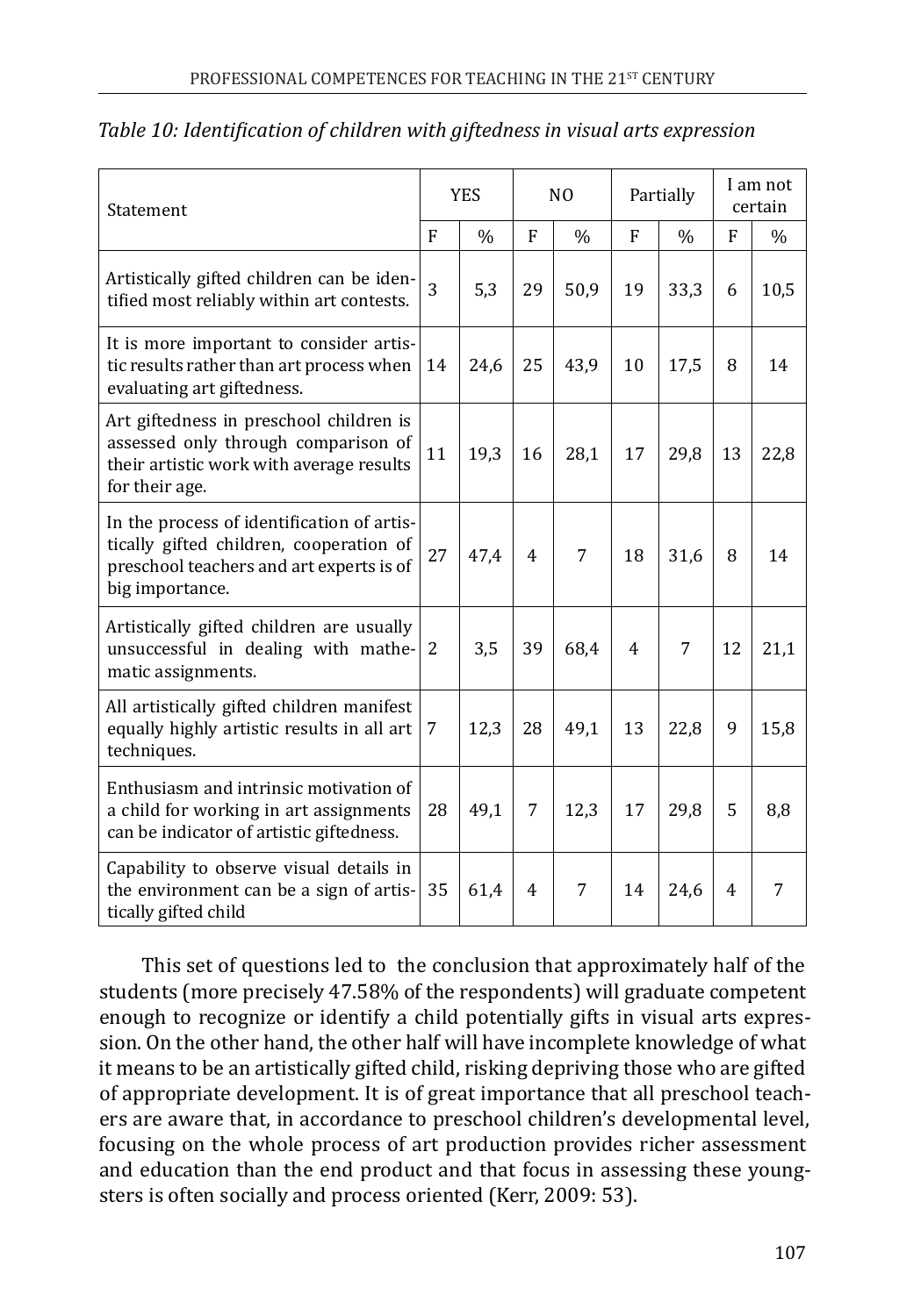*Table 10: Identification of children with giftedness in visual arts expression*

| Statement | YES | | NO | | Partially | | I am not certain | |
|---|---|---|---|---|---|---|---|---|
| | F | % | F | % | F | % | F | % |
| Artistically gifted children can be identified most reliably within art contests. | 3 | 5,3 | 29 | 50,9 | 19 | 33,3 | 6 | 10,5 |
| It is more important to consider artistic results rather than art process when evaluating art giftedness. | 14 | 24,6 | 25 | 43,9 | 10 | 17,5 | 8 | 14 |
| Art giftedness in preschool children is assessed only through comparison of their artistic work with average results for their age. | 11 | 19,3 | 16 | 28,1 | 17 | 29,8 | 13 | 22,8 |
| In the process of identification of artistically gifted children, cooperation of preschool teachers and art experts is of big importance. | 27 | 47,4 | 4 | 7 | 18 | 31,6 | 8 | 14 |
| Artistically gifted children are usually unsuccessful in dealing with mathematic assignments. | 2 | 3,5 | 39 | 68,4 | 4 | 7 | 12 | 21,1 |
| All artistically gifted children manifest equally highly artistic results in all art techniques. | 7 | 12,3 | 28 | 49,1 | 13 | 22,8 | 9 | 15,8 |
| Enthusiasm and intrinsic motivation of a child for working in art assignments can be indicator of artistic giftedness. | 28 | 49,1 | 7 | 12,3 | 17 | 29,8 | 5 | 8,8 |
| Capability to observe visual details in the environment can be a sign of artistically gifted child | 35 | 61,4 | 4 | 7 | 14 | 24,6 | 4 | 7 |

This set of questions led to the conclusion that approximately half of the students (more precisely 47.58% of the respondents) will graduate competent enough to recognize or identify a child potentially gifts in visual arts expression. On the other hand, the other half will have incomplete knowledge of what it means to be an artistically gifted child, risking depriving those who are gifted of appropriate development. It is of great importance that all preschool teachers are aware that, in accordance to preschool children's developmental level, focusing on the whole process of art production provides richer assessment and education than the end product and that focus in assessing these youngsters is often socially and process oriented (Kerr, 2009: 53).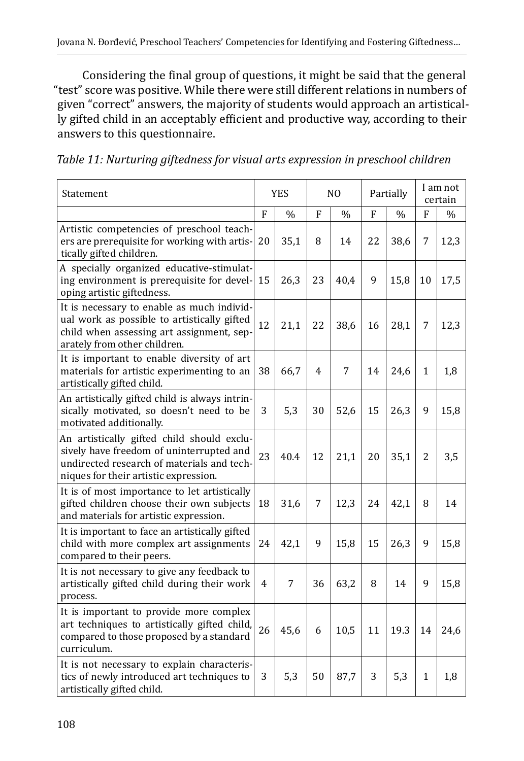Considering the final group of questions, it might be said that the general "test" score was positive. While there were still different relations in numbers of given "correct" answers, the majority of students would approach an artistically gifted child in an acceptably efficient and productive way, according to their answers to this questionnaire.

*Table 11: Nurturing giftedness for visual arts expression in preschool children*

| Statement | YES | | NO | | Partially | | I am not certain | |
|---|---|---|---|---|---|---|---|---|
| | F | % | F | % | F | % | F | % |
| Artistic competencies of preschool teachers are prerequisite for working with artistically gifted children. | 20 | 35,1 | 8 | 14 | 22 | 38,6 | 7 | 12,3 |
| A specially organized educative-stimulating environment is prerequisite for developing artistic giftedness. | 15 | 26,3 | 23 | 40,4 | 9 | 15,8 | 10 | 17,5 |
| It is necessary to enable as much individual work as possible to artistically gifted child when assessing art assignment, separately from other children. | 12 | 21,1 | 22 | 38,6 | 16 | 28,1 | 7 | 12,3 |
| It is important to enable diversity of art materials for artistic experimenting to an artistically gifted child. | 38 | 66,7 | 4 | 7 | 14 | 24,6 | 1 | 1,8 |
| An artistically gifted child is always intrinsically motivated, so doesn't need to be motivated additionally. | 3 | 5,3 | 30 | 52,6 | 15 | 26,3 | 9 | 15,8 |
| An artistically gifted child should exclusively have freedom of uninterrupted and undirected research of materials and techniques for their artistic expression. | 23 | 40.4 | 12 | 21,1 | 20 | 35,1 | 2 | 3,5 |
| It is of most importance to let artistically gifted children choose their own subjects and materials for artistic expression. | 18 | 31,6 | 7 | 12,3 | 24 | 42,1 | 8 | 14 |
| It is important to face an artistically gifted child with more complex art assignments compared to their peers. | 24 | 42,1 | 9 | 15,8 | 15 | 26,3 | 9 | 15,8 |
| It is not necessary to give any feedback to artistically gifted child during their work process. | 4 | 7 | 36 | 63,2 | 8 | 14 | 9 | 15,8 |
| It is important to provide more complex art techniques to artistically gifted child, compared to those proposed by a standard curriculum. | 26 | 45,6 | 6 | 10,5 | 11 | 19.3 | 14 | 24,6 |
| It is not necessary to explain characteristics of newly introduced art techniques to artistically gifted child. | 3 | 5,3 | 50 | 87,7 | 3 | 5,3 | 1 | 1,8 |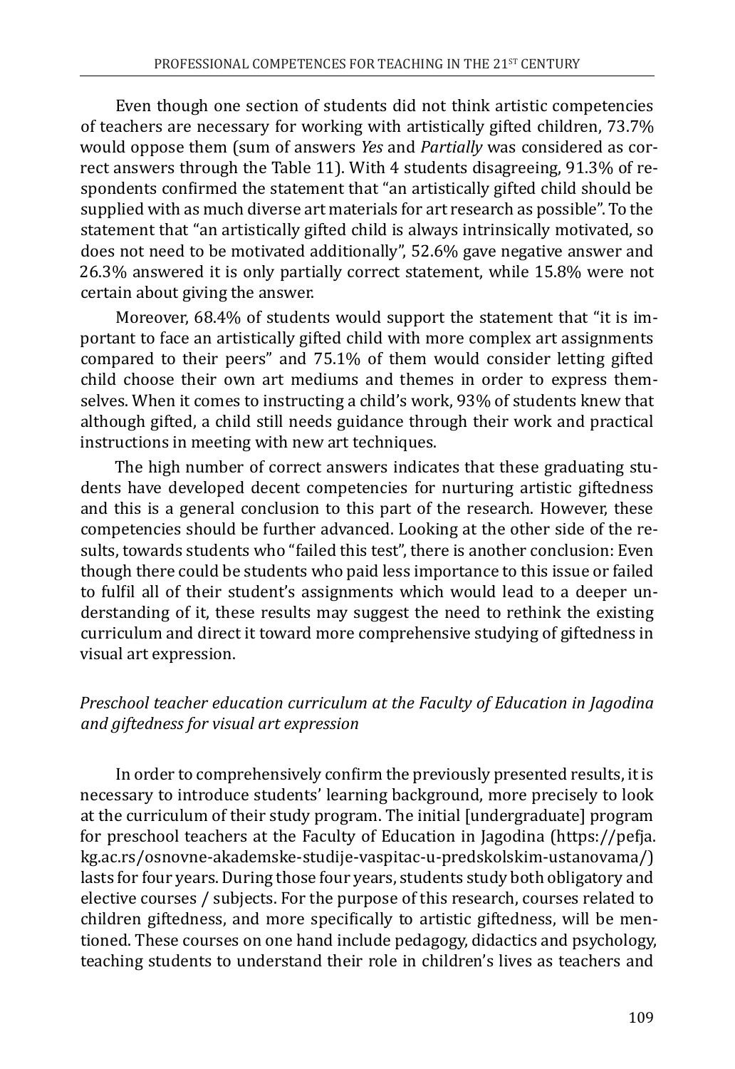Even though one section of students did not think artistic competencies of teachers are necessary for working with artistically gifted children, 73.7% would oppose them (sum of answers *Yes* and *Partially* was considered as correct answers through the Table 11). With 4 students disagreeing, 91.3% of respondents confirmed the statement that "an artistically gifted child should be supplied with as much diverse art materials for art research as possible". To the statement that "an artistically gifted child is always intrinsically motivated, so does not need to be motivated additionally", 52.6% gave negative answer and 26.3% answered it is only partially correct statement, while 15.8% were not certain about giving the answer.

Moreover, 68.4% of students would support the statement that "it is important to face an artistically gifted child with more complex art assignments compared to their peers" and 75.1% of them would consider letting gifted child choose their own art mediums and themes in order to express themselves. When it comes to instructing a child's work, 93% of students knew that although gifted, a child still needs guidance through their work and practical instructions in meeting with new art techniques.

The high number of correct answers indicates that these graduating students have developed decent competencies for nurturing artistic giftedness and this is a general conclusion to this part of the research. However, these competencies should be further advanced. Looking at the other side of the results, towards students who "failed this test", there is another conclusion: Even though there could be students who paid less importance to this issue or failed to fulfil all of their student's assignments which would lead to a deeper understanding of it, these results may suggest the need to rethink the existing curriculum and direct it toward more comprehensive studying of giftedness in visual art expression.

### *Preschool teacher education curriculum at the Faculty of Education in Jagodina and giftedness for visual art expression*

In order to comprehensively confirm the previously presented results, it is necessary to introduce students' learning background, more precisely to look at the curriculum of their study program. The initial [undergraduate] program for preschool teachers at the Faculty of Education in Jagodina (https://pefja.kg.ac.rs/osnovne-akademske-studije-vaspitac-u-predskolskim-ustanovama/) lasts for four years. During those four years, students study both obligatory and elective courses / subjects. For the purpose of this research, courses related to children giftedness, and more specifically to artistic giftedness, will be mentioned. These courses on one hand include pedagogy, didactics and psychology, teaching students to understand their role in children's lives as teachers and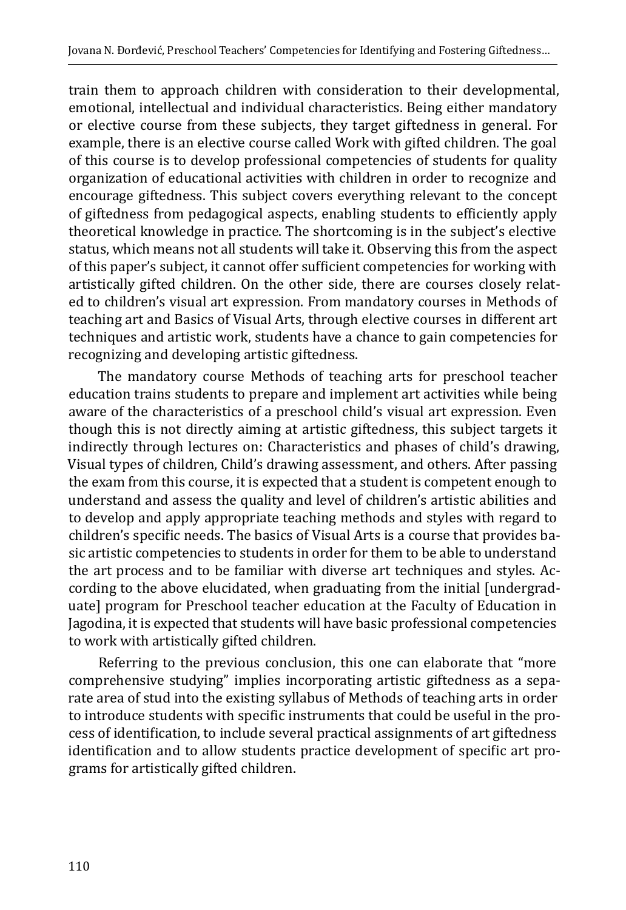train them to approach children with consideration to their developmental, emotional, intellectual and individual characteristics. Being either mandatory or elective course from these subjects, they target giftedness in general. For example, there is an elective course called Work with gifted children. The goal of this course is to develop professional competencies of students for quality organization of educational activities with children in order to recognize and encourage giftedness. This subject covers everything relevant to the concept of giftedness from pedagogical aspects, enabling students to efficiently apply theoretical knowledge in practice. The shortcoming is in the subject's elective status, which means not all students will take it. Observing this from the aspect of this paper's subject, it cannot offer sufficient competencies for working with artistically gifted children. On the other side, there are courses closely related to children's visual art expression. From mandatory courses in Methods of teaching art and Basics of Visual Arts, through elective courses in different art techniques and artistic work, students have a chance to gain competencies for recognizing and developing artistic giftedness.

The mandatory course Methods of teaching arts for preschool teacher education trains students to prepare and implement art activities while being aware of the characteristics of a preschool child's visual art expression. Even though this is not directly aiming at artistic giftedness, this subject targets it indirectly through lectures on: Characteristics and phases of child's drawing, Visual types of children, Child's drawing assessment, and others. After passing the exam from this course, it is expected that a student is competent enough to understand and assess the quality and level of children's artistic abilities and to develop and apply appropriate teaching methods and styles with regard to children's specific needs. The basics of Visual Arts is a course that provides basic artistic competencies to students in order for them to be able to understand the art process and to be familiar with diverse art techniques and styles. According to the above elucidated, when graduating from the initial [undergraduate] program for Preschool teacher education at the Faculty of Education in Jagodina, it is expected that students will have basic professional competencies to work with artistically gifted children.

Referring to the previous conclusion, this one can elaborate that "more comprehensive studying" implies incorporating artistic giftedness as a separate area of stud into the existing syllabus of Methods of teaching arts in order to introduce students with specific instruments that could be useful in the process of identification, to include several practical assignments of art giftedness identification and to allow students practice development of specific art programs for artistically gifted children.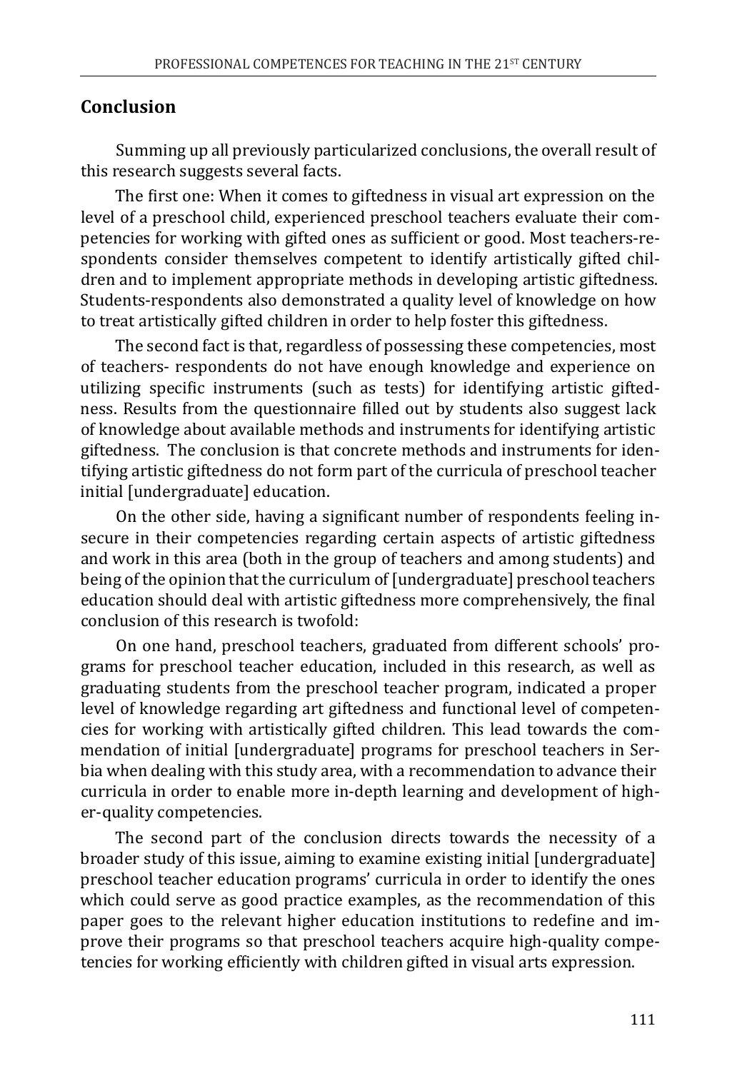## Conclusion

Summing up all previously particularized conclusions, the overall result of this research suggests several facts.

The first one: When it comes to giftedness in visual art expression on the level of a preschool child, experienced preschool teachers evaluate their competencies for working with gifted ones as sufficient or good. Most teachers-respondents consider themselves competent to identify artistically gifted children and to implement appropriate methods in developing artistic giftedness. Students-respondents also demonstrated a quality level of knowledge on how to treat artistically gifted children in order to help foster this giftedness.

The second fact is that, regardless of possessing these competencies, most of teachers- respondents do not have enough knowledge and experience on utilizing specific instruments (such as tests) for identifying artistic giftedness. Results from the questionnaire filled out by students also suggest lack of knowledge about available methods and instruments for identifying artistic giftedness. The conclusion is that concrete methods and instruments for identifying artistic giftedness do not form part of the curricula of preschool teacher initial [undergraduate] education.

On the other side, having a significant number of respondents feeling insecure in their competencies regarding certain aspects of artistic giftedness and work in this area (both in the group of teachers and among students) and being of the opinion that the curriculum of [undergraduate] preschool teachers education should deal with artistic giftedness more comprehensively, the final conclusion of this research is twofold:

On one hand, preschool teachers, graduated from different schools' programs for preschool teacher education, included in this research, as well as graduating students from the preschool teacher program, indicated a proper level of knowledge regarding art giftedness and functional level of competencies for working with artistically gifted children. This lead towards the commendation of initial [undergraduate] programs for preschool teachers in Serbia when dealing with this study area, with a recommendation to advance their curricula in order to enable more in-depth learning and development of higher-quality competencies.

The second part of the conclusion directs towards the necessity of a broader study of this issue, aiming to examine existing initial [undergraduate] preschool teacher education programs' curricula in order to identify the ones which could serve as good practice examples, as the recommendation of this paper goes to the relevant higher education institutions to redefine and improve their programs so that preschool teachers acquire high-quality competencies for working efficiently with children gifted in visual arts expression.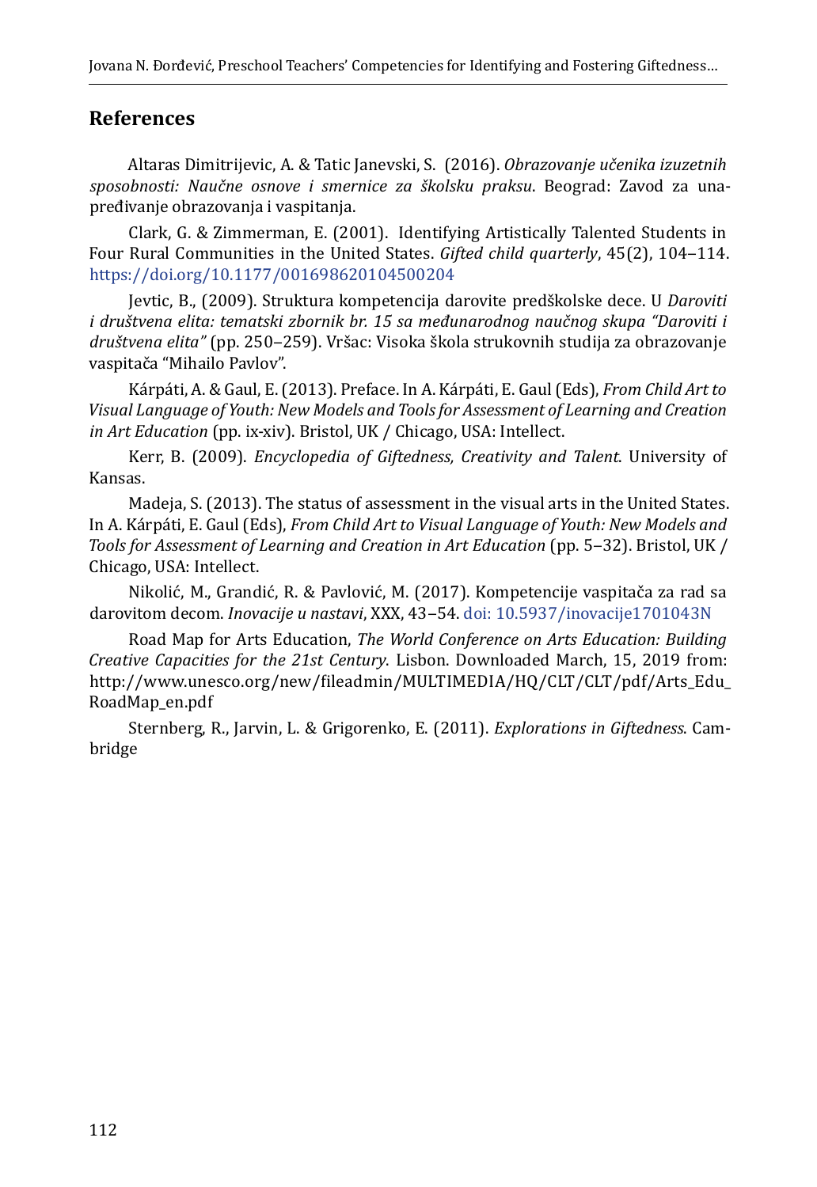## References

Altaras Dimitrijevic, A. & Tatic Janevski, S. (2016). *Obrazovanje učenika izuzetnih sposobnosti: Naučne osnove i smernice za školsku praksu*. Beograd: Zavod za unapređivanje obrazovanja i vaspitanja.

Clark, G. & Zimmerman, E. (2001). Identifying Artistically Talented Students in Four Rural Communities in the United States. *Gifted child quarterly*, 45(2), 104–114. https://doi.org/10.1177/001698620104500204

Jevtic, B., (2009). Struktura kompetencija darovite predškolske dece. U *Daroviti i društvena elita: tematski zbornik br. 15 sa međunarodnog naučnog skupa "Daroviti i društvena elita"* (pp. 250–259). Vršac: Visoka škola strukovnih studija za obrazovanje vaspitača "Mihailo Pavlov".

Kárpáti, A. & Gaul, E. (2013). Preface. In A. Kárpáti, E. Gaul (Eds), *From Child Art to Visual Language of Youth: New Models and Tools for Assessment of Learning and Creation in Art Education* (pp. ix-xiv). Bristol, UK / Chicago, USA: Intellect.

Kerr, B. (2009). *Encyclopedia of Giftedness, Creativity and Talent*. University of Kansas.

Madeja, S. (2013). The status of assessment in the visual arts in the United States. In A. Kárpáti, E. Gaul (Eds), *From Child Art to Visual Language of Youth: New Models and Tools for Assessment of Learning and Creation in Art Education* (pp. 5–32). Bristol, UK / Chicago, USA: Intellect.

Nikolić, M., Grandić, R. & Pavlović, M. (2017). Kompetencije vaspitača za rad sa darovitom decom. *Inovacije u nastavi*, XXX, 43–54. doi: 10.5937/inovacije1701043N

Road Map for Arts Education, *The World Conference on Arts Education: Building Creative Capacities for the 21st Century*. Lisbon. Downloaded March, 15, 2019 from: http://www.unesco.org/new/fileadmin/MULTIMEDIA/HQ/CLT/CLT/pdf/Arts_Edu_RoadMap_en.pdf

Sternberg, R., Jarvin, L. & Grigorenko, E. (2011). *Explorations in Giftedness*. Cambridge